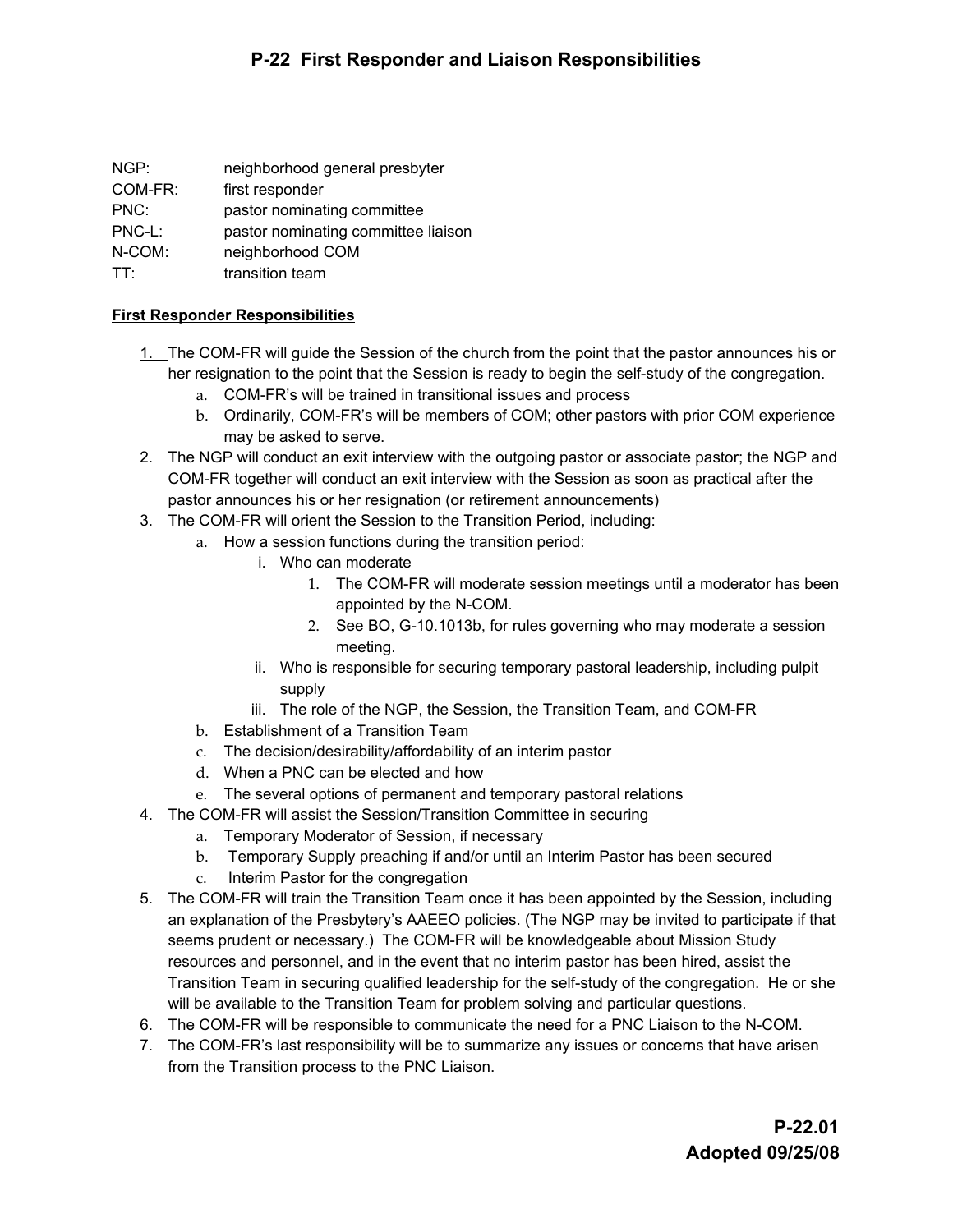# P-22 First Responder and Liaison Responsibilities

| | |
|---|---|
| NGP: | neighborhood general presbyter |
| COM-FR: | first responder |
| PNC: | pastor nominating committee |
| PNC-L: | pastor nominating committee liaison |
| N-COM: | neighborhood COM |
| TT: | transition team |

**First Responder Responsibilities**

1. The COM-FR will guide the Session of the church from the point that the pastor announces his or her resignation to the point that the Session is ready to begin the self-study of the congregation.
   a. COM-FR's will be trained in transitional issues and process
   b. Ordinarily, COM-FR's will be members of COM; other pastors with prior COM experience may be asked to serve.
2. The NGP will conduct an exit interview with the outgoing pastor or associate pastor; the NGP and COM-FR together will conduct an exit interview with the Session as soon as practical after the pastor announces his or her resignation (or retirement announcements)
3. The COM-FR will orient the Session to the Transition Period, including:
   a. How a session functions during the transition period:
      i. Who can moderate
         1. The COM-FR will moderate session meetings until a moderator has been appointed by the N-COM.
         2. See BO, G-10.1013b, for rules governing who may moderate a session meeting.
      ii. Who is responsible for securing temporary pastoral leadership, including pulpit supply
      iii. The role of the NGP, the Session, the Transition Team, and COM-FR
   b. Establishment of a Transition Team
   c. The decision/desirability/affordability of an interim pastor
   d. When a PNC can be elected and how
   e. The several options of permanent and temporary pastoral relations
4. The COM-FR will assist the Session/Transition Committee in securing
   a. Temporary Moderator of Session, if necessary
   b. Temporary Supply preaching if and/or until an Interim Pastor has been secured
   c. Interim Pastor for the congregation
5. The COM-FR will train the Transition Team once it has been appointed by the Session, including an explanation of the Presbytery's AAEEO policies. (The NGP may be invited to participate if that seems prudent or necessary.) The COM-FR will be knowledgeable about Mission Study resources and personnel, and in the event that no interim pastor has been hired, assist the Transition Team in securing qualified leadership for the self-study of the congregation. He or she will be available to the Transition Team for problem solving and particular questions.
6. The COM-FR will be responsible to communicate the need for a PNC Liaison to the N-COM.
7. The COM-FR's last responsibility will be to summarize any issues or concerns that have arisen from the Transition process to the PNC Liaison.

**P-22.01**
**Adopted 09/25/08**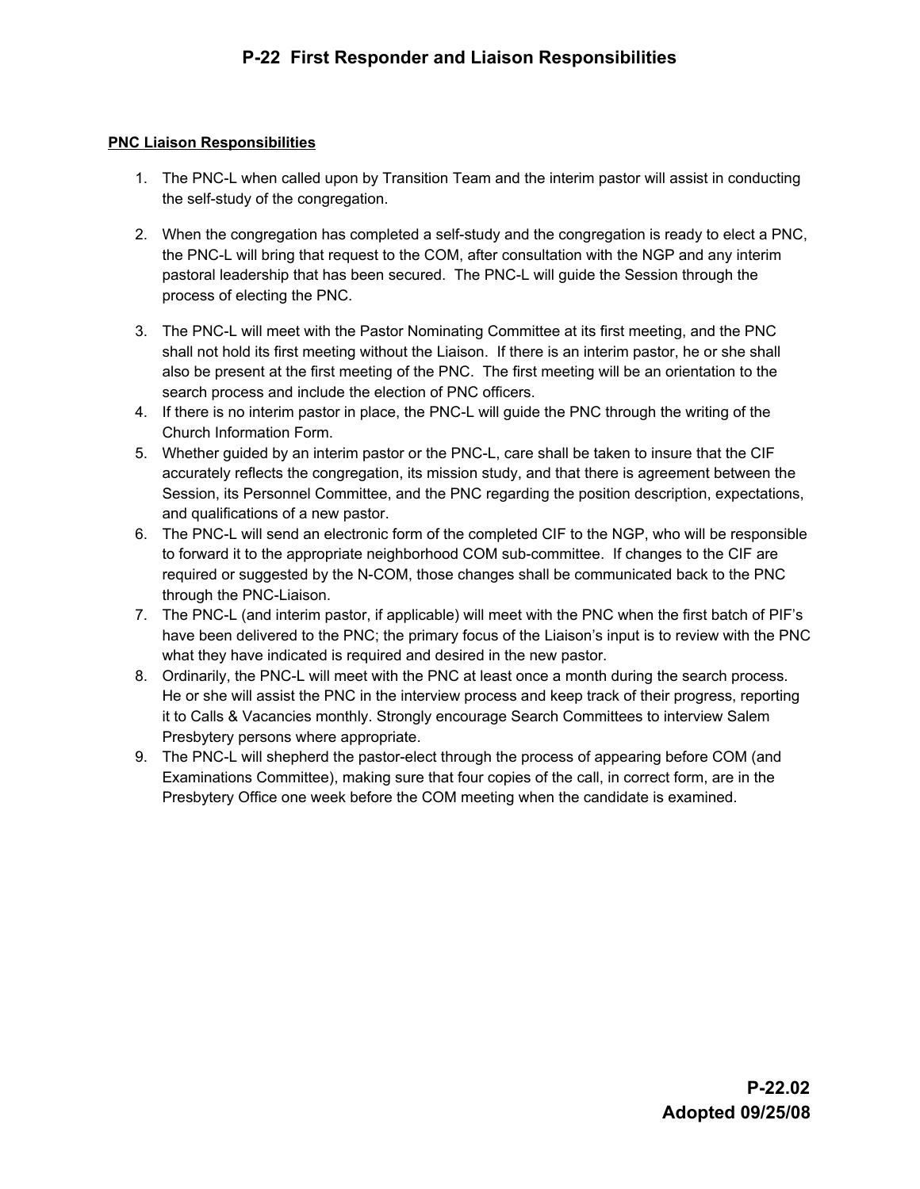## P-22 First Responder and Liaison Responsibilities

**PNC Liaison Responsibilities**

1. The PNC-L when called upon by Transition Team and the interim pastor will assist in conducting the self-study of the congregation.

2. When the congregation has completed a self-study and the congregation is ready to elect a PNC, the PNC-L will bring that request to the COM, after consultation with the NGP and any interim pastoral leadership that has been secured. The PNC-L will guide the Session through the process of electing the PNC.

3. The PNC-L will meet with the Pastor Nominating Committee at its first meeting, and the PNC shall not hold its first meeting without the Liaison. If there is an interim pastor, he or she shall also be present at the first meeting of the PNC. The first meeting will be an orientation to the search process and include the election of PNC officers.
4. If there is no interim pastor in place, the PNC-L will guide the PNC through the writing of the Church Information Form.
5. Whether guided by an interim pastor or the PNC-L, care shall be taken to insure that the CIF accurately reflects the congregation, its mission study, and that there is agreement between the Session, its Personnel Committee, and the PNC regarding the position description, expectations, and qualifications of a new pastor.
6. The PNC-L will send an electronic form of the completed CIF to the NGP, who will be responsible to forward it to the appropriate neighborhood COM sub-committee. If changes to the CIF are required or suggested by the N-COM, those changes shall be communicated back to the PNC through the PNC-Liaison.
7. The PNC-L (and interim pastor, if applicable) will meet with the PNC when the first batch of PIF's have been delivered to the PNC; the primary focus of the Liaison's input is to review with the PNC what they have indicated is required and desired in the new pastor.
8. Ordinarily, the PNC-L will meet with the PNC at least once a month during the search process. He or she will assist the PNC in the interview process and keep track of their progress, reporting it to Calls & Vacancies monthly. Strongly encourage Search Committees to interview Salem Presbytery persons where appropriate.
9. The PNC-L will shepherd the pastor-elect through the process of appearing before COM (and Examinations Committee), making sure that four copies of the call, in correct form, are in the Presbytery Office one week before the COM meeting when the candidate is examined.

**P-22.02**
**Adopted 09/25/08**